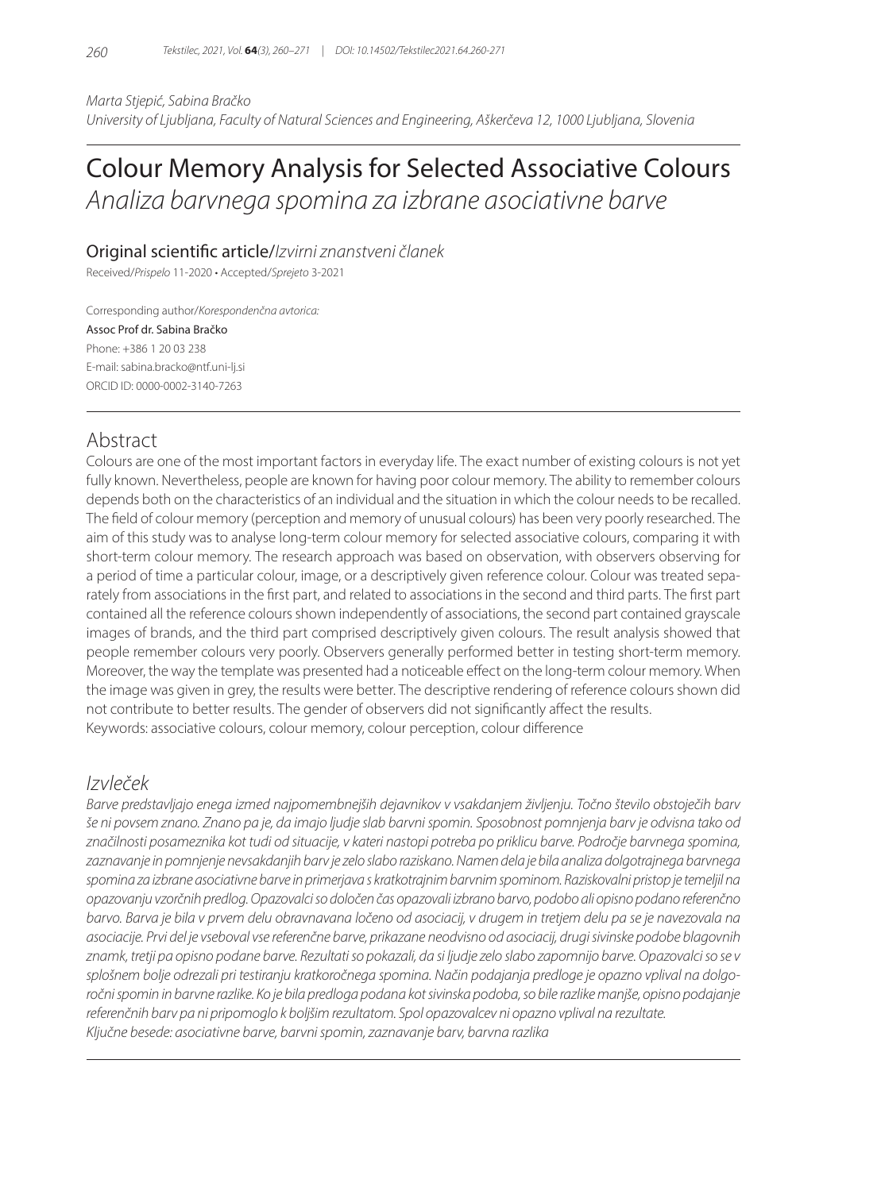*Marta Stjepić, Sabina Bračko*
*University of Ljubljana, Faculty of Natural Sciences and Engineering, Aškerčeva 12, 1000 Ljubljana, Slovenia*

# Colour Memory Analysis for Selected Associative Colours
*Analiza barvnega spomina za izbrane asociativne barve*

Original scientific article/*Izvirni znanstveni članek*

Received/*Prispelo* 11-2020 • Accepted/*Sprejeto* 3-2021

Corresponding author/*Korespondenčna avtorica:*
Assoc Prof dr. Sabina Bračko
Phone: +386 1 20 03 238
E-mail: sabina.bracko@ntf.uni-lj.si
ORCID ID: 0000-0002-3140-7263

## Abstract

Colours are one of the most important factors in everyday life. The exact number of existing colours is not yet fully known. Nevertheless, people are known for having poor colour memory. The ability to remember colours depends both on the characteristics of an individual and the situation in which the colour needs to be recalled. The field of colour memory (perception and memory of unusual colours) has been very poorly researched. The aim of this study was to analyse long-term colour memory for selected associative colours, comparing it with short-term colour memory. The research approach was based on observation, with observers observing for a period of time a particular colour, image, or a descriptively given reference colour. Colour was treated separately from associations in the first part, and related to associations in the second and third parts. The first part contained all the reference colours shown independently of associations, the second part contained grayscale images of brands, and the third part comprised descriptively given colours. The result analysis showed that people remember colours very poorly. Observers generally performed better in testing short-term memory. Moreover, the way the template was presented had a noticeable effect on the long-term colour memory. When the image was given in grey, the results were better. The descriptive rendering of reference colours shown did not contribute to better results. The gender of observers did not significantly affect the results.

Keywords: associative colours, colour memory, colour perception, colour difference

## *Izvleček*

*Barve predstavljajo enega izmed najpomembnejših dejavnikov v vsakdanjem življenju. Točno število obstoječih barv še ni povsem znano. Znano pa je, da imajo ljudje slab barvni spomin. Sposobnost pomnjenja barv je odvisna tako od značilnosti posameznika kot tudi od situacije, v kateri nastopi potreba po priklicu barve. Področje barvnega spomina, zaznavanje in pomnjenje nevsakdanjih barv je zelo slabo raziskano. Namen dela je bila analiza dolgotrajnega barvnega spomina za izbrane asociativne barve in primerjava s kratkotrajnim barvnim spominom. Raziskovalni pristop je temeljil na opazovanju vzorčnih predlog. Opazovalci so določen čas opazovali izbrano barvo, podobo ali opisno podano referenčno barvo. Barva je bila v prvem delu obravnavana ločeno od asociacij, v drugem in tretjem delu pa se je navezovala na asociacije. Prvi del je vseboval vse referenčne barve, prikazane neodvisno od asociacij, drugi sivinske podobe blagovnih znamk, tretji pa opisno podane barve. Rezultati so pokazali, da si ljudje zelo slabo zapomnijo barve. Opazovalci so se v splošnem bolje odrezali pri testiranju kratkoročnega spomina. Način podajanja predloge je opazno vplival na dolgoročni spomin in barvne razlike. Ko je bila predloga podana kot sivinska podoba, so bile razlike manjše, opisno podajanje referenčnih barv pa ni pripomoglo k boljšim rezultatom. Spol opazovalcev ni opazno vplival na rezultate.*

*Ključne besede: asociativne barve, barvni spomin, zaznavanje barv, barvna razlika*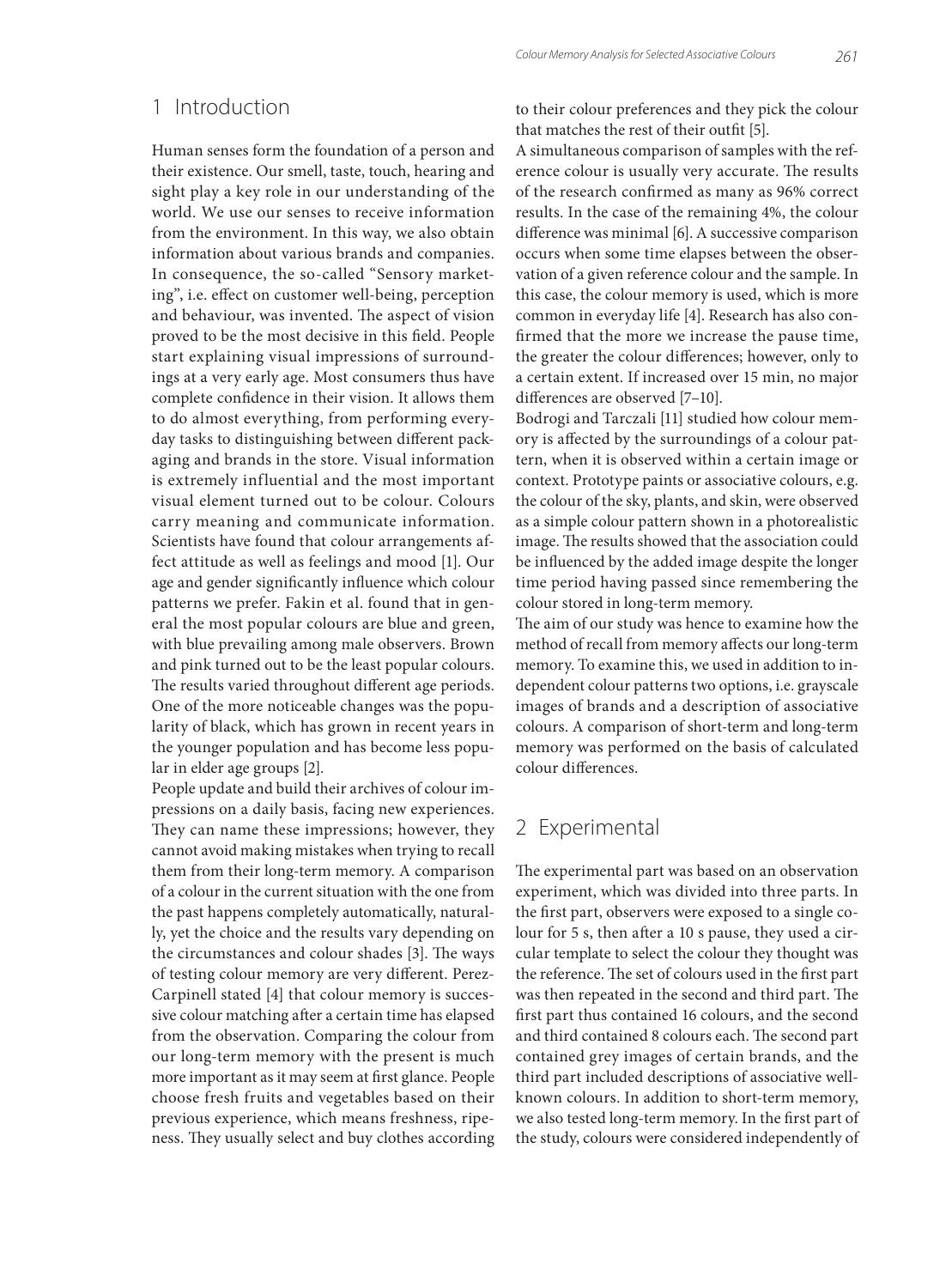## 1 Introduction

Human senses form the foundation of a person and their existence. Our smell, taste, touch, hearing and sight play a key role in our understanding of the world. We use our senses to receive information from the environment. In this way, we also obtain information about various brands and companies. In consequence, the so-called "Sensory marketing", i.e. effect on customer well-being, perception and behaviour, was invented. The aspect of vision proved to be the most decisive in this field. People start explaining visual impressions of surroundings at a very early age. Most consumers thus have complete confidence in their vision. It allows them to do almost everything, from performing everyday tasks to distinguishing between different packaging and brands in the store. Visual information is extremely influential and the most important visual element turned out to be colour. Colours carry meaning and communicate information. Scientists have found that colour arrangements affect attitude as well as feelings and mood [1]. Our age and gender significantly influence which colour patterns we prefer. Fakin et al. found that in general the most popular colours are blue and green, with blue prevailing among male observers. Brown and pink turned out to be the least popular colours. The results varied throughout different age periods. One of the more noticeable changes was the popularity of black, which has grown in recent years in the younger population and has become less popular in elder age groups [2].

People update and build their archives of colour impressions on a daily basis, facing new experiences. They can name these impressions; however, they cannot avoid making mistakes when trying to recall them from their long-term memory. A comparison of a colour in the current situation with the one from the past happens completely automatically, naturally, yet the choice and the results vary depending on the circumstances and colour shades [3]. The ways of testing colour memory are very different. Perez-Carpinell stated [4] that colour memory is successive colour matching after a certain time has elapsed from the observation. Comparing the colour from our long-term memory with the present is much more important as it may seem at first glance. People choose fresh fruits and vegetables based on their previous experience, which means freshness, ripeness. They usually select and buy clothes according to their colour preferences and they pick the colour that matches the rest of their outfit [5].

A simultaneous comparison of samples with the reference colour is usually very accurate. The results of the research confirmed as many as 96% correct results. In the case of the remaining 4%, the colour difference was minimal [6]. A successive comparison occurs when some time elapses between the observation of a given reference colour and the sample. In this case, the colour memory is used, which is more common in everyday life [4]. Research has also confirmed that the more we increase the pause time, the greater the colour differences; however, only to a certain extent. If increased over 15 min, no major differences are observed [7–10].

Bodrogi and Tarczali [11] studied how colour memory is affected by the surroundings of a colour pattern, when it is observed within a certain image or context. Prototype paints or associative colours, e.g. the colour of the sky, plants, and skin, were observed as a simple colour pattern shown in a photorealistic image. The results showed that the association could be influenced by the added image despite the longer time period having passed since remembering the colour stored in long-term memory.

The aim of our study was hence to examine how the method of recall from memory affects our long-term memory. To examine this, we used in addition to independent colour patterns two options, i.e. grayscale images of brands and a description of associative colours. A comparison of short-term and long-term memory was performed on the basis of calculated colour differences.

## 2 Experimental

The experimental part was based on an observation experiment, which was divided into three parts. In the first part, observers were exposed to a single colour for 5 s, then after a 10 s pause, they used a circular template to select the colour they thought was the reference. The set of colours used in the first part was then repeated in the second and third part. The first part thus contained 16 colours, and the second and third contained 8 colours each. The second part contained grey images of certain brands, and the third part included descriptions of associative well-known colours. In addition to short-term memory, we also tested long-term memory. In the first part of the study, colours were considered independently of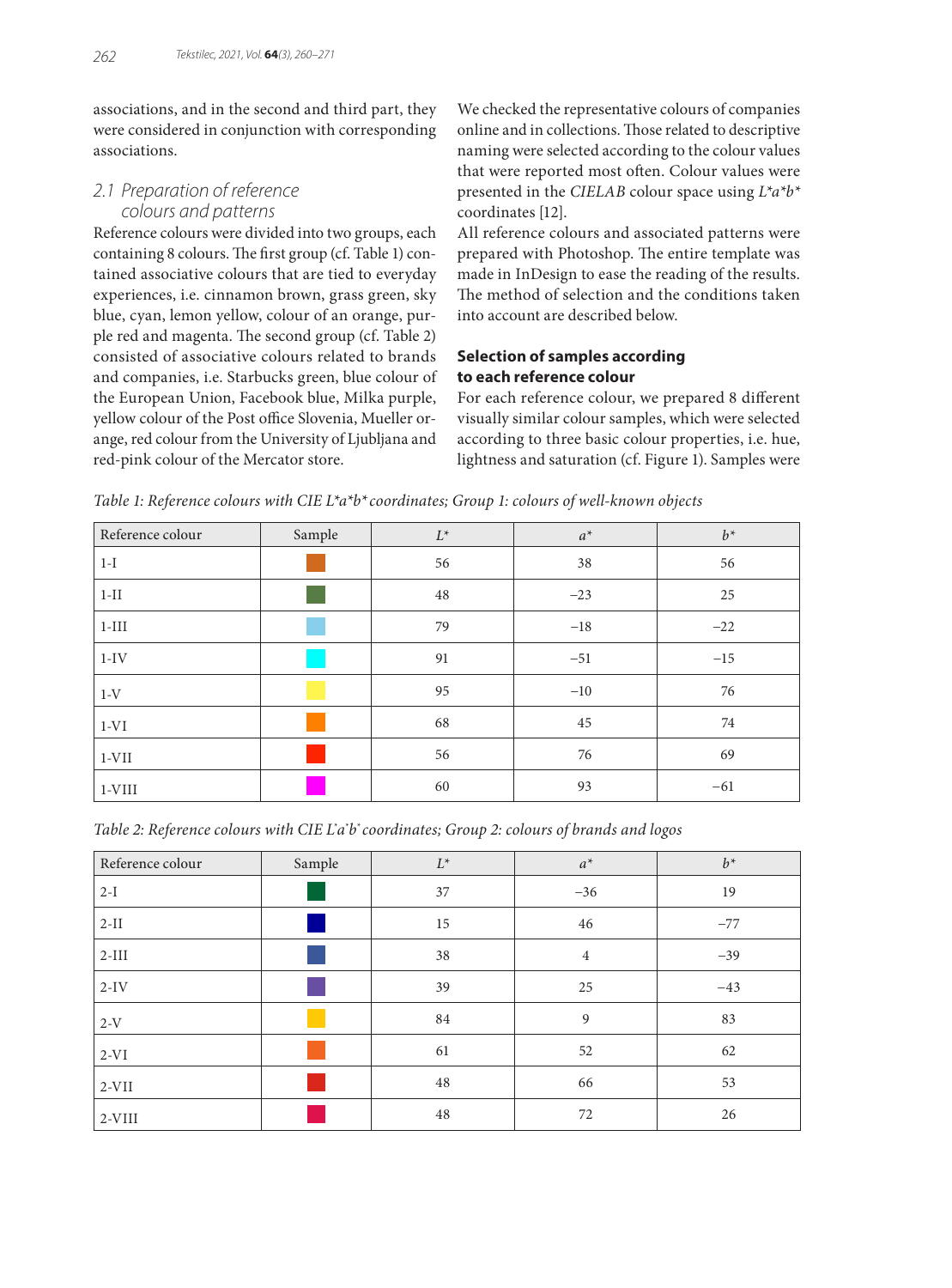associations, and in the second and third part, they were considered in conjunction with corresponding associations.

## 2.1 Preparation of reference colours and patterns

Reference colours were divided into two groups, each containing 8 colours. The first group (cf. Table 1) contained associative colours that are tied to everyday experiences, i.e. cinnamon brown, grass green, sky blue, cyan, lemon yellow, colour of an orange, purple red and magenta. The second group (cf. Table 2) consisted of associative colours related to brands and companies, i.e. Starbucks green, blue colour of the European Union, Facebook blue, Milka purple, yellow colour of the Post office Slovenia, Mueller orange, red colour from the University of Ljubljana and red-pink colour of the Mercator store.

We checked the representative colours of companies online and in collections. Those related to descriptive naming were selected according to the colour values that were reported most often. Colour values were presented in the *CIELAB* colour space using $L^*a^*b^*$ coordinates [12].

All reference colours and associated patterns were prepared with Photoshop. The entire template was made in InDesign to ease the reading of the results. The method of selection and the conditions taken into account are described below.

### Selection of samples according to each reference colour

For each reference colour, we prepared 8 different visually similar colour samples, which were selected according to three basic colour properties, i.e. hue, lightness and saturation (cf. Figure 1). Samples were

*Table 1: Reference colours with CIE $L^*a^*b^*$ coordinates; Group 1: colours of well-known objects*

| Reference colour | Sample | $L^*$ | $a^*$ | $b^*$ |
|---|---|---|---|---|
| 1-I | | 56 | 38 | 56 |
| 1-II | | 48 | −23 | 25 |
| 1-III | | 79 | −18 | −22 |
| 1-IV | | 91 | −51 | −15 |
| 1-V | | 95 | −10 | 76 |
| 1-VI | | 68 | 45 | 74 |
| 1-VII | | 56 | 76 | 69 |
| 1-VIII | | 60 | 93 | −61 |

*Table 2: Reference colours with CIE $L^*a^*b^*$ coordinates; Group 2: colours of brands and logos*

| Reference colour | Sample | $L^*$ | $a^*$ | $b^*$ |
|---|---|---|---|---|
| 2-I | | 37 | −36 | 19 |
| 2-II | | 15 | 46 | −77 |
| 2-III | | 38 | 4 | −39 |
| 2-IV | | 39 | 25 | −43 |
| 2-V | | 84 | 9 | 83 |
| 2-VI | | 61 | 52 | 62 |
| 2-VII | | 48 | 66 | 53 |
| 2-VIII | | 48 | 72 | 26 |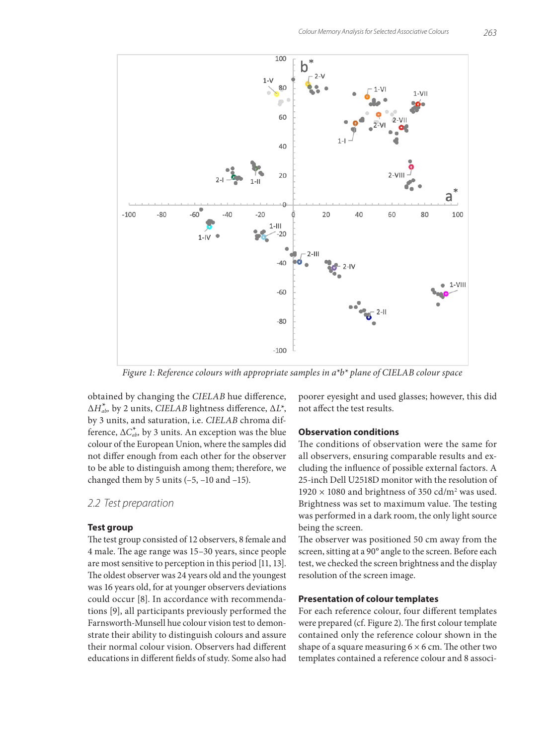Figure 1: Reference colours with appropriate samples in a\*b\* plane of CIELAB colour space

obtained by changing the *CIELAB* hue difference, $\Delta H^*_{ab}$, by 2 units, *CIELAB* lightness difference, $\Delta L^*$, by 3 units, and saturation, i.e. *CIELAB* chroma difference, $\Delta C^*_{ab}$, by 3 units. An exception was the blue colour of the European Union, where the samples did not differ enough from each other for the observer to be able to distinguish among them; therefore, we changed them by 5 units (–5, –10 and –15).

## 2.2 Test preparation

### Test group

The test group consisted of 12 observers, 8 female and 4 male. The age range was 15–30 years, since people are most sensitive to perception in this period [11, 13]. The oldest observer was 24 years old and the youngest was 16 years old, for at younger observers deviations could occur [8]. In accordance with recommendations [9], all participants previously performed the Farnsworth-Munsell hue colour vision test to demonstrate their ability to distinguish colours and assure their normal colour vision. Observers had different educations in different fields of study. Some also had poorer eyesight and used glasses; however, this did not affect the test results.

### Observation conditions

The conditions of observation were the same for all observers, ensuring comparable results and excluding the influence of possible external factors. A 25-inch Dell U2518D monitor with the resolution of 1920 × 1080 and brightness of 350 cd/m$^2$ was used. Brightness was set to maximum value. The testing was performed in a dark room, the only light source being the screen.

The observer was positioned 50 cm away from the screen, sitting at a 90° angle to the screen. Before each test, we checked the screen brightness and the display resolution of the screen image.

### Presentation of colour templates

For each reference colour, four different templates were prepared (cf. Figure 2). The first colour template contained only the reference colour shown in the shape of a square measuring 6 × 6 cm. The other two templates contained a reference colour and 8 associ-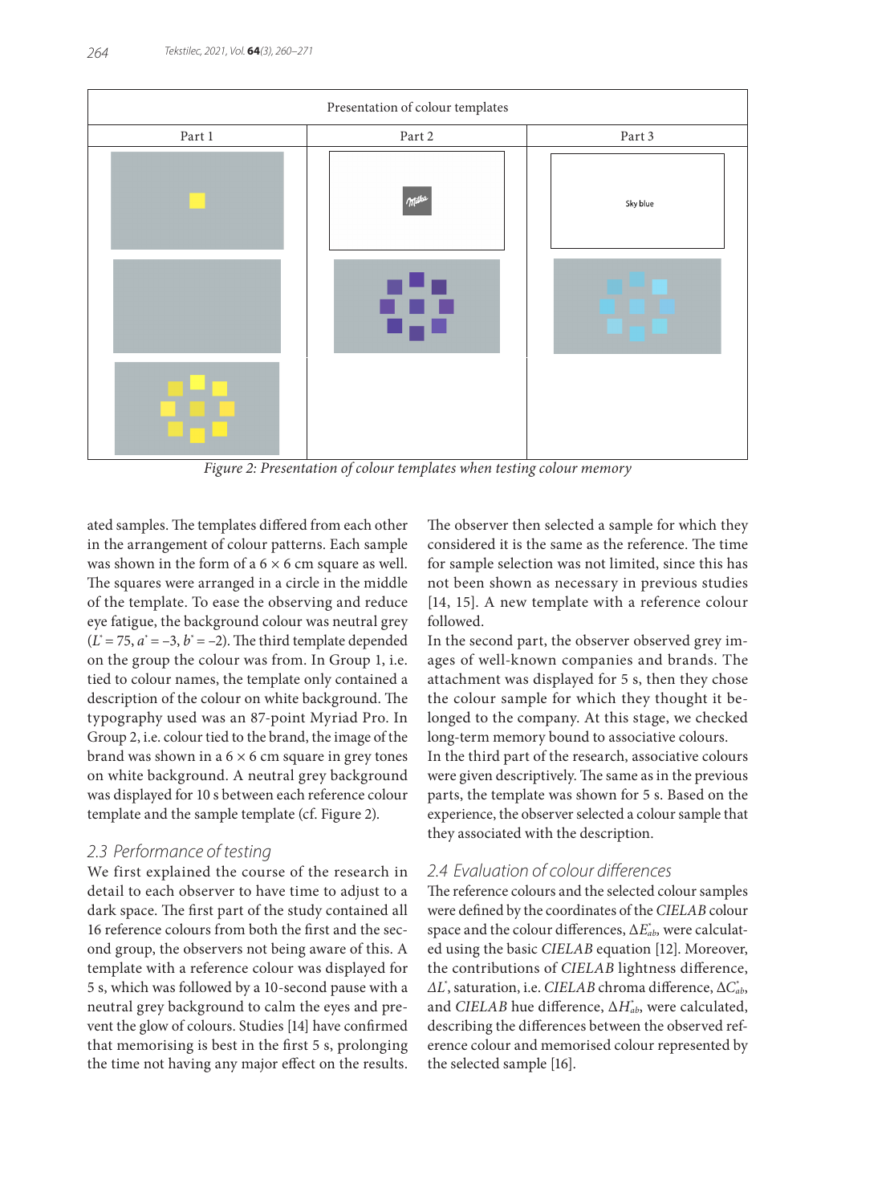| Presentation of colour templates | | |
| --- | --- | --- |
| Part 1 | Part 2 | Part 3 |
| | Milka | Sky blue |

Figure 2: Presentation of colour templates when testing colour memory

ated samples. The templates differed from each other in the arrangement of colour patterns. Each sample was shown in the form of a 6 × 6 cm square as well. The squares were arranged in a circle in the middle of the template. To ease the observing and reduce eye fatigue, the background colour was neutral grey ($L^* = 75$, $a^* = -3$, $b^* = -2$). The third template depended on the group the colour was from. In Group 1, i.e. tied to colour names, the template only contained a description of the colour on white background. The typography used was an 87-point Myriad Pro. In Group 2, i.e. colour tied to the brand, the image of the brand was shown in a 6 × 6 cm square in grey tones on white background. A neutral grey background was displayed for 10 s between each reference colour template and the sample template (cf. Figure 2).

## 2.3 Performance of testing

We first explained the course of the research in detail to each observer to have time to adjust to a dark space. The first part of the study contained all 16 reference colours from both the first and the second group, the observers not being aware of this. A template with a reference colour was displayed for 5 s, which was followed by a 10-second pause with a neutral grey background to calm the eyes and prevent the glow of colours. Studies [14] have confirmed that memorising is best in the first 5 s, prolonging the time not having any major effect on the results. The observer then selected a sample for which they considered it is the same as the reference. The time for sample selection was not limited, since this has not been shown as necessary in previous studies [14, 15]. A new template with a reference colour followed.

In the second part, the observer observed grey images of well-known companies and brands. The attachment was displayed for 5 s, then they chose the colour sample for which they thought it belonged to the company. At this stage, we checked long-term memory bound to associative colours.

In the third part of the research, associative colours were given descriptively. The same as in the previous parts, the template was shown for 5 s. Based on the experience, the observer selected a colour sample that they associated with the description.

## 2.4 Evaluation of colour differences

The reference colours and the selected colour samples were defined by the coordinates of the *CIELAB* colour space and the colour differences, $\Delta E^*_{ab}$, were calculated using the basic *CIELAB* equation [12]. Moreover, the contributions of *CIELAB* lightness difference, $\Delta L^*$, saturation, i.e. *CIELAB* chroma difference, $\Delta C^*_{ab}$, and *CIELAB* hue difference, $\Delta H^*_{ab}$, were calculated, describing the differences between the observed reference colour and memorised colour represented by the selected sample [16].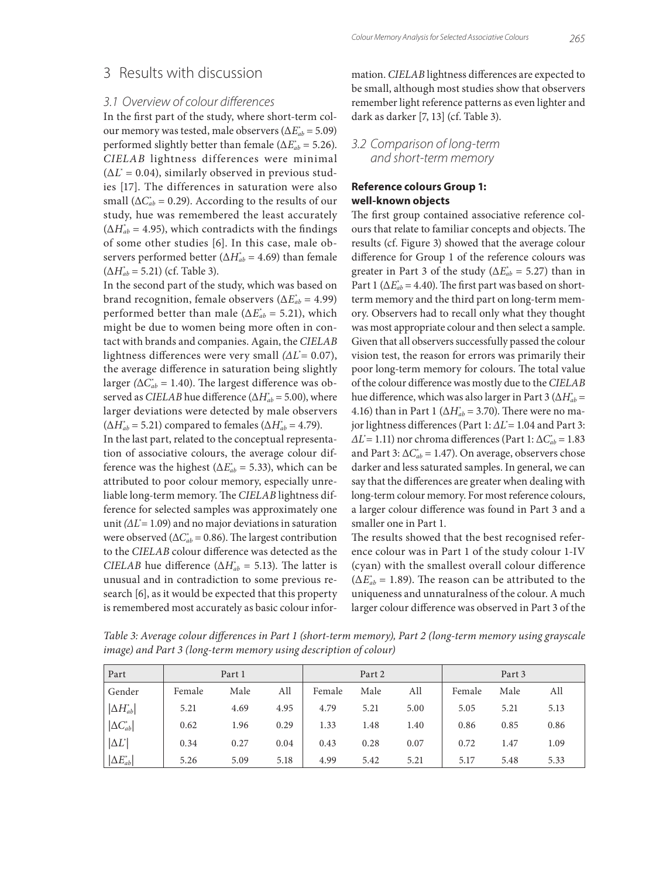## 3 Results with discussion

### 3.1 Overview of colour differences

In the first part of the study, where short-term colour memory was tested, male observers ($\Delta E^*_{ab}$ = 5.09) performed slightly better than female ($\Delta E^*_{ab}$ = 5.26). *CIELAB* lightness differences were minimal ($\Delta L^*$ = 0.04), similarly observed in previous studies [17]. The differences in saturation were also small ($\Delta C^*_{ab}$ = 0.29). According to the results of our study, hue was remembered the least accurately ($\Delta H^*_{ab}$ = 4.95), which contradicts with the findings of some other studies [6]. In this case, male observers performed better ($\Delta H^*_{ab}$ = 4.69) than female ($\Delta H^*_{ab}$ = 5.21) (cf. Table 3).

In the second part of the study, which was based on brand recognition, female observers ($\Delta E^*_{ab}$ = 4.99) performed better than male ($\Delta E^*_{ab}$ = 5.21), which might be due to women being more often in contact with brands and companies. Again, the *CIELAB* lightness differences were very small *(*$\Delta L^*$= 0.07), the average difference in saturation being slightly larger *(*$\Delta C^*_{ab}$ = 1.40). The largest difference was observed as *CIELAB* hue difference ($\Delta H^*_{ab}$ = 5.00), where larger deviations were detected by male observers ($\Delta H^*_{ab}$ = 5.21) compared to females ($\Delta H^*_{ab}$ = 4.79).

In the last part, related to the conceptual representation of associative colours, the average colour difference was the highest ($\Delta E^*_{ab}$ = 5.33), which can be attributed to poor colour memory, especially unreliable long-term memory. The *CIELAB* lightness difference for selected samples was approximately one unit *(*$\Delta L^*$= 1.09) and no major deviations in saturation were observed ($\Delta C^*_{ab}$ = 0.86). The largest contribution to the *CIELAB* colour difference was detected as the *CIELAB* hue difference ($\Delta H^*_{ab}$ = 5.13). The latter is unusual and in contradiction to some previous research [6], as it would be expected that this property is remembered most accurately as basic colour information. *CIELAB* lightness differences are expected to be small, although most studies show that observers remember light reference patterns as even lighter and dark as darker [7, 13] (cf. Table 3).

### 3.2 Comparison of long-term and short-term memory

**Reference colours Group 1: well-known objects**

The first group contained associative reference colours that relate to familiar concepts and objects. The results (cf. Figure 3) showed that the average colour difference for Group 1 of the reference colours was greater in Part 3 of the study ($\Delta E^*_{ab}$ = 5.27) than in Part 1 ($\Delta E^*_{ab}$ = 4.40). The first part was based on short-term memory and the third part on long-term memory. Observers had to recall only what they thought was most appropriate colour and then select a sample. Given that all observers successfully passed the colour vision test, the reason for errors was primarily their poor long-term memory for colours. The total value of the colour difference was mostly due to the *CIELAB* hue difference, which was also larger in Part 3 ($\Delta H^*_{ab}$ = 4.16) than in Part 1 ($\Delta H^*_{ab}$ = 3.70). There were no major lightness differences (Part 1: $\Delta L^*$= 1.04 and Part 3: $\Delta L^*$= 1.11) nor chroma differences (Part 1: $\Delta C^*_{ab}$ = 1.83 and Part 3: $\Delta C^*_{ab}$ = 1.47). On average, observers chose darker and less saturated samples. In general, we can say that the differences are greater when dealing with long-term colour memory. For most reference colours, a larger colour difference was found in Part 3 and a smaller one in Part 1.

The results showed that the best recognised reference colour was in Part 1 of the study colour 1-IV (cyan) with the smallest overall colour difference ($\Delta E^*_{ab}$ = 1.89). The reason can be attributed to the uniqueness and unnaturalness of the colour. A much larger colour difference was observed in Part 3 of the

*Table 3: Average colour differences in Part 1 (short-term memory), Part 2 (long-term memory using grayscale image) and Part 3 (long-term memory using description of colour)*

| Part | Part 1 | | | Part 2 | | | Part 3 | | |
|---|---|---|---|---|---|---|---|---|---|
| Gender | Female | Male | All | Female | Male | All | Female | Male | All |
| $\lvert\Delta H^*_{ab}\rvert$ | 5.21 | 4.69 | 4.95 | 4.79 | 5.21 | 5.00 | 5.05 | 5.21 | 5.13 |
| $\lvert\Delta C^*_{ab}\rvert$ | 0.62 | 1.96 | 0.29 | 1.33 | 1.48 | 1.40 | 0.86 | 0.85 | 0.86 |
| $\lvert\Delta L^*\rvert$ | 0.34 | 0.27 | 0.04 | 0.43 | 0.28 | 0.07 | 0.72 | 1.47 | 1.09 |
| $\lvert\Delta E^*_{ab}\rvert$ | 5.26 | 5.09 | 5.18 | 4.99 | 5.42 | 5.21 | 5.17 | 5.48 | 5.33 |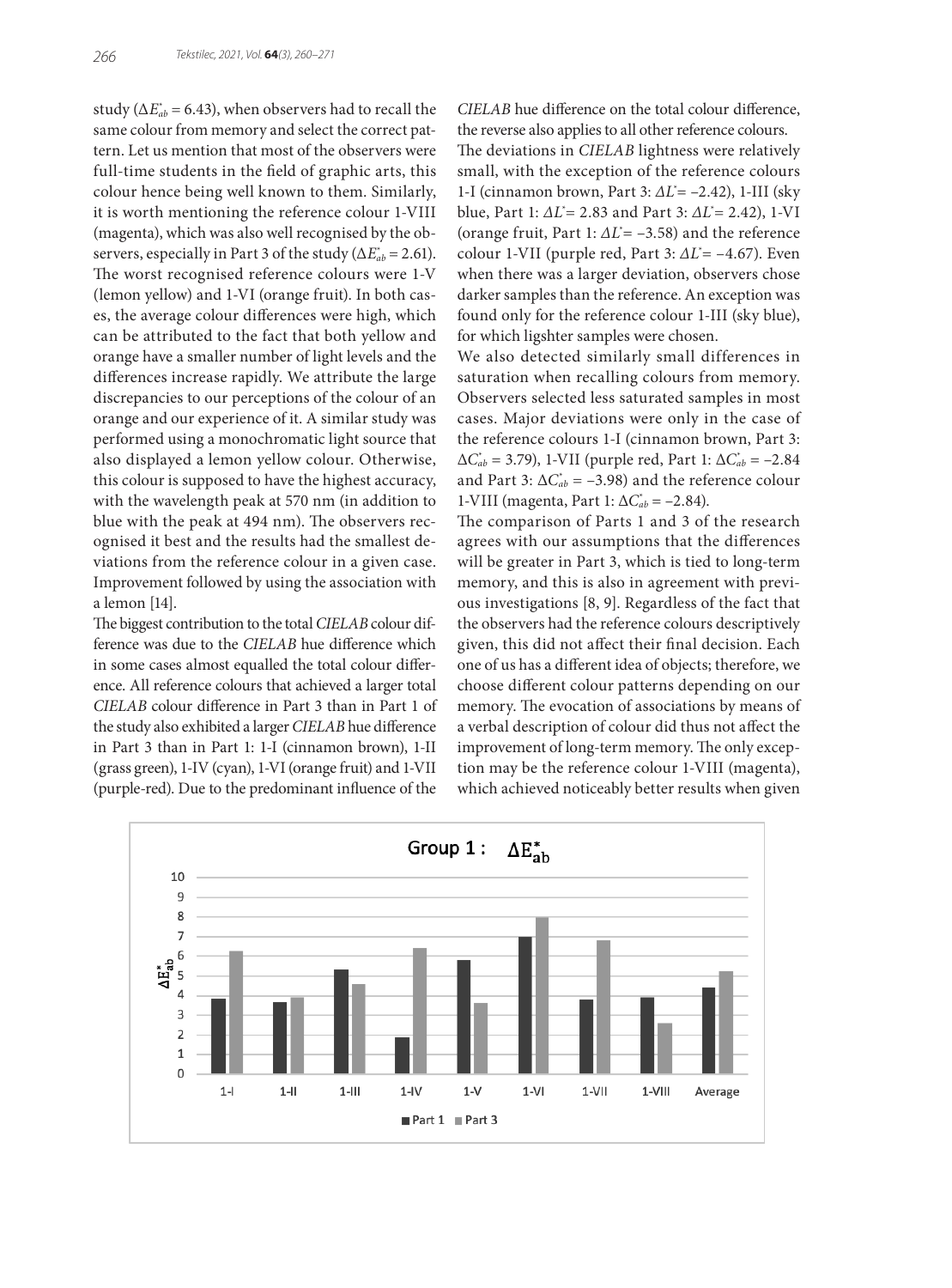study ($\Delta E^*_{ab}$ = 6.43), when observers had to recall the same colour from memory and select the correct pattern. Let us mention that most of the observers were full-time students in the field of graphic arts, this colour hence being well known to them. Similarly, it is worth mentioning the reference colour 1-VIII (magenta), which was also well recognised by the observers, especially in Part 3 of the study ($\Delta E^*_{ab}$ = 2.61). The worst recognised reference colours were 1-V (lemon yellow) and 1-VI (orange fruit). In both cases, the average colour differences were high, which can be attributed to the fact that both yellow and orange have a smaller number of light levels and the differences increase rapidly. We attribute the large discrepancies to our perceptions of the colour of an orange and our experience of it. A similar study was performed using a monochromatic light source that also displayed a lemon yellow colour. Otherwise, this colour is supposed to have the highest accuracy, with the wavelength peak at 570 nm (in addition to blue with the peak at 494 nm). The observers recognised it best and the results had the smallest deviations from the reference colour in a given case. Improvement followed by using the association with a lemon [14].

The biggest contribution to the total *CIELAB* colour difference was due to the *CIELAB* hue difference which in some cases almost equalled the total colour difference. All reference colours that achieved a larger total *CIELAB* colour difference in Part 3 than in Part 1 of the study also exhibited a larger *CIELAB* hue difference in Part 3 than in Part 1: 1-I (cinnamon brown), 1-II (grass green), 1-IV (cyan), 1-VI (orange fruit) and 1-VII (purple-red). Due to the predominant influence of the *CIELAB* hue difference on the total colour difference, the reverse also applies to all other reference colours.

The deviations in *CIELAB* lightness were relatively small, with the exception of the reference colours 1-I (cinnamon brown, Part 3: $\Delta L^*$ = –2.42), 1-III (sky blue, Part 1: $\Delta L^*$ = 2.83 and Part 3: $\Delta L^*$ = 2.42), 1-VI (orange fruit, Part 1: $\Delta L^*$ = –3.58) and the reference colour 1-VII (purple red, Part 3: $\Delta L^*$ = –4.67). Even when there was a larger deviation, observers chose darker samples than the reference. An exception was found only for the reference colour 1-III (sky blue), for which ligshter samples were chosen.

We also detected similarly small differences in saturation when recalling colours from memory. Observers selected less saturated samples in most cases. Major deviations were only in the case of the reference colours 1-I (cinnamon brown, Part 3: $\Delta C^*_{ab}$ = 3.79), 1-VII (purple red, Part 1: $\Delta C^*_{ab}$ = –2.84 and Part 3: $\Delta C^*_{ab}$ = –3.98) and the reference colour 1-VIII (magenta, Part 1: $\Delta C^*_{ab}$ = –2.84).

The comparison of Parts 1 and 3 of the research agrees with our assumptions that the differences will be greater in Part 3, which is tied to long-term memory, and this is also in agreement with previous investigations [8, 9]. Regardless of the fact that the observers had the reference colours descriptively given, this did not affect their final decision. Each one of us has a different idea of objects; therefore, we choose different colour patterns depending on our memory. The evocation of associations by means of a verbal description of colour did thus not affect the improvement of long-term memory. The only exception may be the reference colour 1-VIII (magenta), which achieved noticeably better results when given

Group 1: $\Delta E^*_{ab}$

| | 1-I | 1-II | 1-III | 1-IV | 1-V | 1-VI | 1-VII | 1-VIII | Average |
|---|---|---|---|---|---|---|---|---|---|
| Part 1 | ~3.9 | ~3.7 | ~5.3 | ~1.9 | ~5.8 | ~7.0 | ~3.8 | ~3.9 | ~4.4 |
| Part 3 | ~6.3 | ~3.9 | ~4.6 | ~6.4 | ~3.6 | ~8.0 | ~6.8 | ~2.6 | ~5.2 |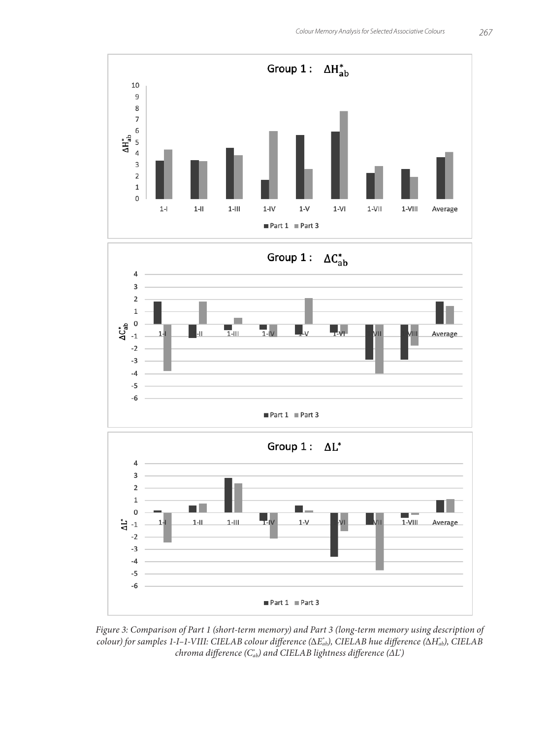*Figure 3: Comparison of Part 1 (short-term memory) and Part 3 (long-term memory using description of colour) for samples 1-I–1-VIII: CIELAB colour difference ($\Delta E^*_{ab}$), CIELAB hue difference ($\Delta H^*_{ab}$), CIELAB chroma difference ($C^*_{ab}$) and CIELAB lightness difference ($\Delta L^*$)*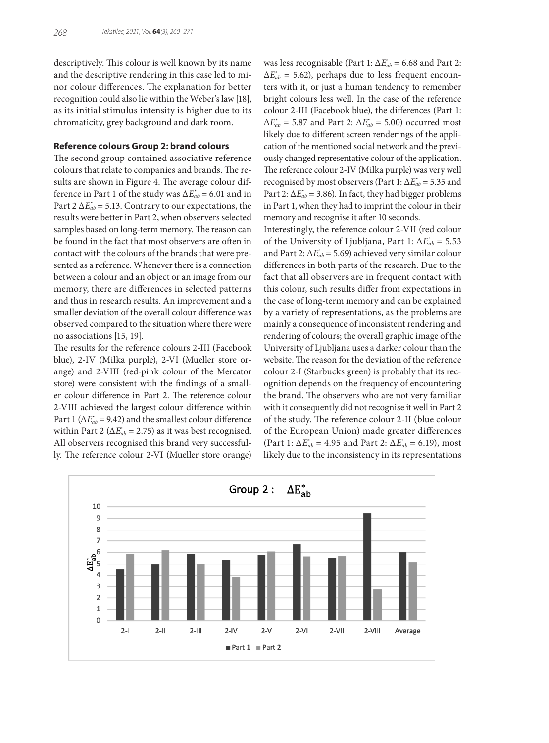descriptively. This colour is well known by its name and the descriptive rendering in this case led to minor colour differences. The explanation for better recognition could also lie within the Weber's law [18], as its initial stimulus intensity is higher due to its chromaticity, grey background and dark room.

### Reference colours Group 2: brand colours

The second group contained associative reference colours that relate to companies and brands. The results are shown in Figure 4. The average colour difference in Part 1 of the study was $\Delta E^*_{ab} = 6.01$ and in Part 2 $\Delta E^*_{ab} = 5.13$. Contrary to our expectations, the results were better in Part 2, when observers selected samples based on long-term memory. The reason can be found in the fact that most observers are often in contact with the colours of the brands that were presented as a reference. Whenever there is a connection between a colour and an object or an image from our memory, there are differences in selected patterns and thus in research results. An improvement and a smaller deviation of the overall colour difference was observed compared to the situation where there were no associations [15, 19].

The results for the reference colours 2-III (Facebook blue), 2-IV (Milka purple), 2-VI (Mueller store orange) and 2-VIII (red-pink colour of the Mercator store) were consistent with the findings of a smaller colour difference in Part 2. The reference colour 2-VIII achieved the largest colour difference within Part 1 ($\Delta E^*_{ab} = 9.42$) and the smallest colour difference within Part 2 ($\Delta E^*_{ab} = 2.75$) as it was best recognised. All observers recognised this brand very successfully. The reference colour 2-VI (Mueller store orange) was less recognisable (Part 1: $\Delta E^*_{ab} = 6.68$ and Part 2: $\Delta E^*_{ab} = 5.62$), perhaps due to less frequent encounters with it, or just a human tendency to remember bright colours less well. In the case of the reference colour 2-III (Facebook blue), the differences (Part 1: $\Delta E^*_{ab} = 5.87$ and Part 2: $\Delta E^*_{ab} = 5.00$) occurred most likely due to different screen renderings of the application of the mentioned social network and the previously changed representative colour of the application. The reference colour 2-IV (Milka purple) was very well recognised by most observers (Part 1: $\Delta E^*_{ab} = 5.35$ and Part 2: $\Delta E^*_{ab} = 3.86$). In fact, they had bigger problems in Part 1, when they had to imprint the colour in their memory and recognise it after 10 seconds.

Interestingly, the reference colour 2-VII (red colour of the University of Ljubljana, Part 1: $\Delta E^*_{ab} = 5.53$ and Part 2: $\Delta E^*_{ab} = 5.69$) achieved very similar colour differences in both parts of the research. Due to the fact that all observers are in frequent contact with this colour, such results differ from expectations in the case of long-term memory and can be explained by a variety of representations, as the problems are mainly a consequence of inconsistent rendering and rendering of colours; the overall graphic image of the University of Ljubljana uses a darker colour than the website. The reason for the deviation of the reference colour 2-I (Starbucks green) is probably that its recognition depends on the frequency of encountering the brand. The observers who are not very familiar with it consequently did not recognise it well in Part 2 of the study. The reference colour 2-II (blue colour of the European Union) made greater differences (Part 1: $\Delta E^*_{ab} = 4.95$ and Part 2: $\Delta E^*_{ab} = 6.19$), most likely due to the inconsistency in its representations

Group 2: $\Delta E^*_{ab}$

| | 2-I | 2-II | 2-III | 2-IV | 2-V | 2-VI | 2-VII | 2-VIII | Average |
|---|---|---|---|---|---|---|---|---|---|
| Part 1 | | 4.95 | 5.87 | 5.35 | | 6.68 | 5.53 | 9.42 | 6.01 |
| Part 2 | | 6.19 | 5.00 | 3.86 | | 5.62 | 5.69 | 2.75 | 5.13 |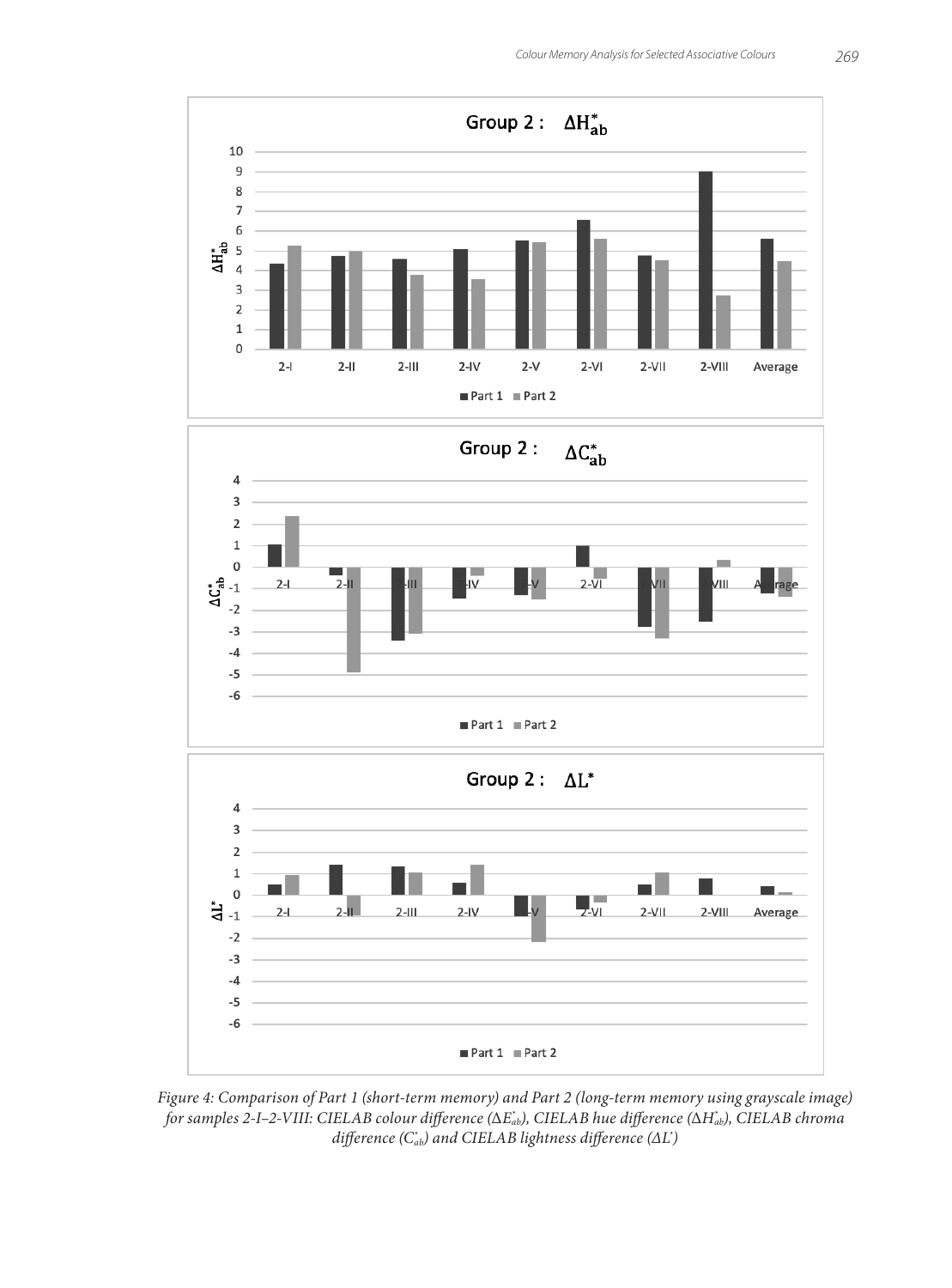*Figure 4: Comparison of Part 1 (short-term memory) and Part 2 (long-term memory using grayscale image) for samples 2-I–2-VIII: CIELAB colour difference ($\Delta E^*_{ab}$), CIELAB hue difference ($\Delta H^*_{ab}$), CIELAB chroma difference ($C^*_{ab}$) and CIELAB lightness difference ($\Delta L^*$)*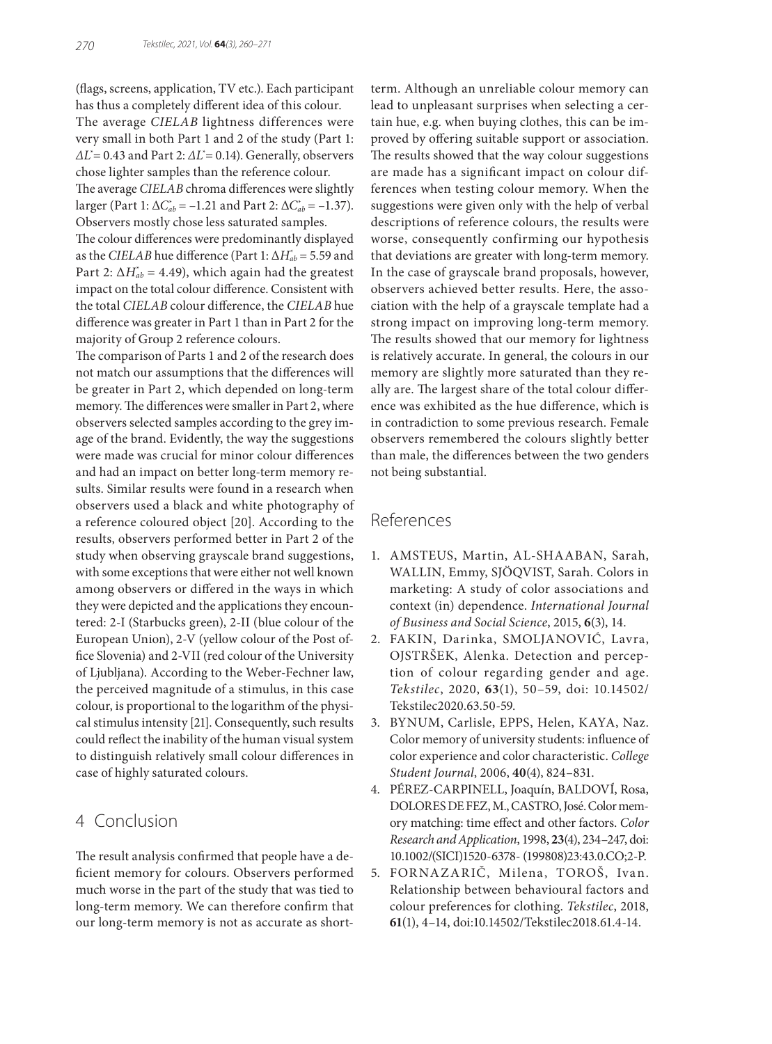(flags, screens, application, TV etc.). Each participant has thus a completely different idea of this colour.

The average *CIELAB* lightness differences were very small in both Part 1 and 2 of the study (Part 1: $\Delta L^*$ = 0.43 and Part 2: $\Delta L^*$ = 0.14). Generally, observers chose lighter samples than the reference colour.

The average *CIELAB* chroma differences were slightly larger (Part 1: $\Delta C^*_{ab}$ = –1.21 and Part 2: $\Delta C^*_{ab}$ = –1.37). Observers mostly chose less saturated samples.

The colour differences were predominantly displayed as the *CIELAB* hue difference (Part 1: $\Delta H^*_{ab}$ = 5.59 and Part 2: $\Delta H^*_{ab}$ = 4.49), which again had the greatest impact on the total colour difference. Consistent with the total *CIELAB* colour difference, the *CIELAB* hue difference was greater in Part 1 than in Part 2 for the majority of Group 2 reference colours.

The comparison of Parts 1 and 2 of the research does not match our assumptions that the differences will be greater in Part 2, which depended on long-term memory. The differences were smaller in Part 2, where observers selected samples according to the grey image of the brand. Evidently, the way the suggestions were made was crucial for minor colour differences and had an impact on better long-term memory results. Similar results were found in a research when observers used a black and white photography of a reference coloured object [20]. According to the results, observers performed better in Part 2 of the study when observing grayscale brand suggestions, with some exceptions that were either not well known among observers or differed in the ways in which they were depicted and the applications they encountered: 2-I (Starbucks green), 2-II (blue colour of the European Union), 2-V (yellow colour of the Post office Slovenia) and 2-VII (red colour of the University of Ljubljana). According to the Weber-Fechner law, the perceived magnitude of a stimulus, in this case colour, is proportional to the logarithm of the physical stimulus intensity [21]. Consequently, such results could reflect the inability of the human visual system to distinguish relatively small colour differences in case of highly saturated colours.

## 4 Conclusion

The result analysis confirmed that people have a deficient memory for colours. Observers performed much worse in the part of the study that was tied to long-term memory. We can therefore confirm that our long-term memory is not as accurate as short-term. Although an unreliable colour memory can lead to unpleasant surprises when selecting a certain hue, e.g. when buying clothes, this can be improved by offering suitable support or association. The results showed that the way colour suggestions are made has a significant impact on colour differences when testing colour memory. When the suggestions were given only with the help of verbal descriptions of reference colours, the results were worse, consequently confirming our hypothesis that deviations are greater with long-term memory. In the case of grayscale brand proposals, however, observers achieved better results. Here, the association with the help of a grayscale template had a strong impact on improving long-term memory. The results showed that our memory for lightness is relatively accurate. In general, the colours in our memory are slightly more saturated than they really are. The largest share of the total colour difference was exhibited as the hue difference, which is in contradiction to some previous research. Female observers remembered the colours slightly better than male, the differences between the two genders not being substantial.

## References

1. AMSTEUS, Martin, AL-SHAABAN, Sarah, WALLIN, Emmy, SJÖQVIST, Sarah. Colors in marketing: A study of color associations and context (in) dependence. *International Journal of Business and Social Science*, 2015, **6**(3), 14.
2. FAKIN, Darinka, SMOLJANOVIĆ, Lavra, OJSTRŠEK, Alenka. Detection and perception of colour regarding gender and age. *Tekstilec*, 2020, **63**(1), 50–59, doi: 10.14502/Tekstilec2020.63.50-59.
3. BYNUM, Carlisle, EPPS, Helen, KAYA, Naz. Color memory of university students: influence of color experience and color characteristic. *College Student Journal*, 2006, **40**(4), 824–831.
4. PÉREZ-CARPINELL, Joaquín, BALDOVÍ, Rosa, DOLORES DE FEZ, M., CASTRO, José. Color memory matching: time effect and other factors. *Color Research and Application*, 1998, **23**(4), 234–247, doi: 10.1002/(SICI)1520-6378- (199808)23:43.0.CO;2-P.
5. FORNAZARIČ, Milena, TOROŠ, Ivan. Relationship between behavioural factors and colour preferences for clothing. *Tekstilec*, 2018, **61**(1), 4–14, doi:10.14502/Tekstilec2018.61.4-14.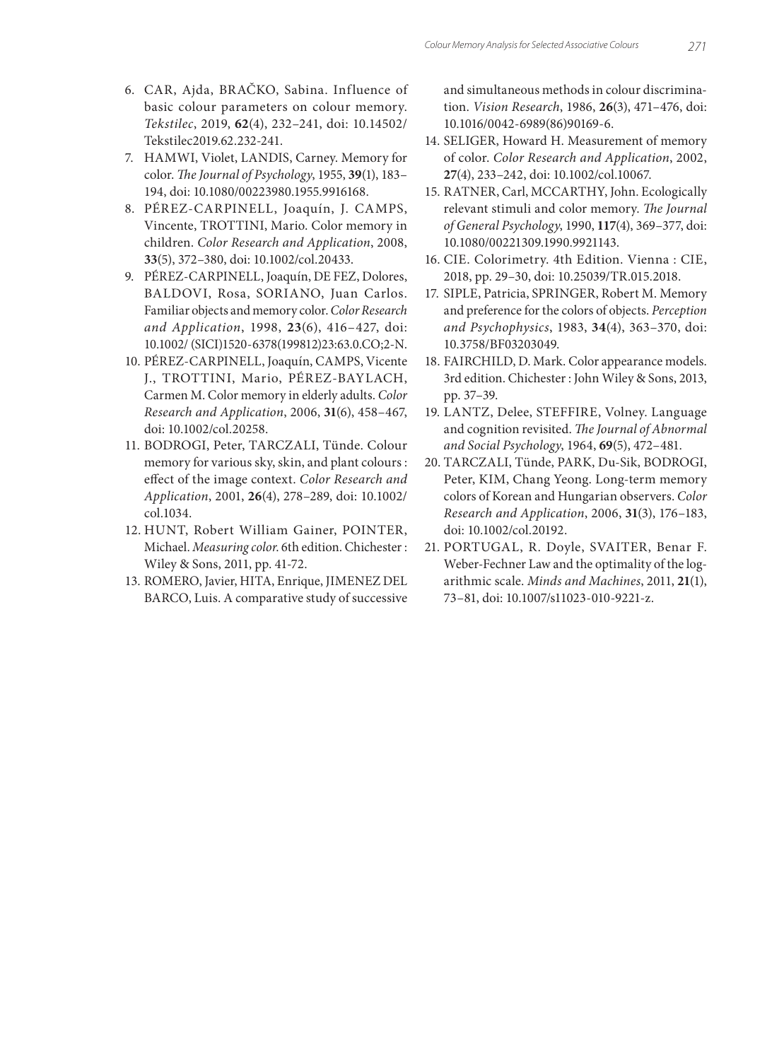6. CAR, Ajda, BRAČKO, Sabina. Influence of basic colour parameters on colour memory. *Tekstilec*, 2019, **62**(4), 232–241, doi: 10.14502/Tekstilec2019.62.232-241.
7. HAMWI, Violet, LANDIS, Carney. Memory for color. *The Journal of Psychology*, 1955, **39**(1), 183–194, doi: 10.1080/00223980.1955.9916168.
8. PÉREZ-CARPINELL, Joaquín, J. CAMPS, Vincente, TROTTINI, Mario. Color memory in children. *Color Research and Application*, 2008, **33**(5), 372–380, doi: 10.1002/col.20433.
9. PÉREZ-CARPINELL, Joaquín, DE FEZ, Dolores, BALDOVI, Rosa, SORIANO, Juan Carlos. Familiar objects and memory color. *Color Research and Application*, 1998, **23**(6), 416–427, doi: 10.1002/ (SICI)1520-6378(199812)23:63.0.CO;2-N.
10. PÉREZ-CARPINELL, Joaquín, CAMPS, Vicente J., TROTTINI, Mario, PÉREZ-BAYLACH, Carmen M. Color memory in elderly adults. *Color Research and Application*, 2006, **31**(6), 458–467, doi: 10.1002/col.20258.
11. BODROGI, Peter, TARCZALI, Tünde. Colour memory for various sky, skin, and plant colours : effect of the image context. *Color Research and Application*, 2001, **26**(4), 278–289, doi: 10.1002/col.1034.
12. HUNT, Robert William Gainer, POINTER, Michael. *Measuring color*. 6th edition. Chichester : Wiley & Sons, 2011, pp. 41-72.
13. ROMERO, Javier, HITA, Enrique, JIMENEZ DEL BARCO, Luis. A comparative study of successive and simultaneous methods in colour discrimination. *Vision Research*, 1986, **26**(3), 471–476, doi: 10.1016/0042-6989(86)90169-6.
14. SELIGER, Howard H. Measurement of memory of color. *Color Research and Application*, 2002, **27**(4), 233–242, doi: 10.1002/col.10067.
15. RATNER, Carl, MCCARTHY, John. Ecologically relevant stimuli and color memory. *The Journal of General Psychology*, 1990, **117**(4), 369–377, doi: 10.1080/00221309.1990.9921143.
16. CIE. Colorimetry. 4th Edition. Vienna : CIE, 2018, pp. 29–30, doi: 10.25039/TR.015.2018.
17. SIPLE, Patricia, SPRINGER, Robert M. Memory and preference for the colors of objects. *Perception and Psychophysics*, 1983, **34**(4), 363–370, doi: 10.3758/BF03203049.
18. FAIRCHILD, D. Mark. Color appearance models. 3rd edition. Chichester : John Wiley & Sons, 2013, pp. 37–39.
19. LANTZ, Delee, STEFFIRE, Volney. Language and cognition revisited. *The Journal of Abnormal and Social Psychology*, 1964, **69**(5), 472–481.
20. TARCZALI, Tünde, PARK, Du-Sik, BODROGI, Peter, KIM, Chang Yeong. Long-term memory colors of Korean and Hungarian observers. *Color Research and Application*, 2006, **31**(3), 176–183, doi: 10.1002/col.20192.
21. PORTUGAL, R. Doyle, SVAITER, Benar F. Weber-Fechner Law and the optimality of the logarithmic scale. *Minds and Machines*, 2011, **21**(1), 73–81, doi: 10.1007/s11023-010-9221-z.